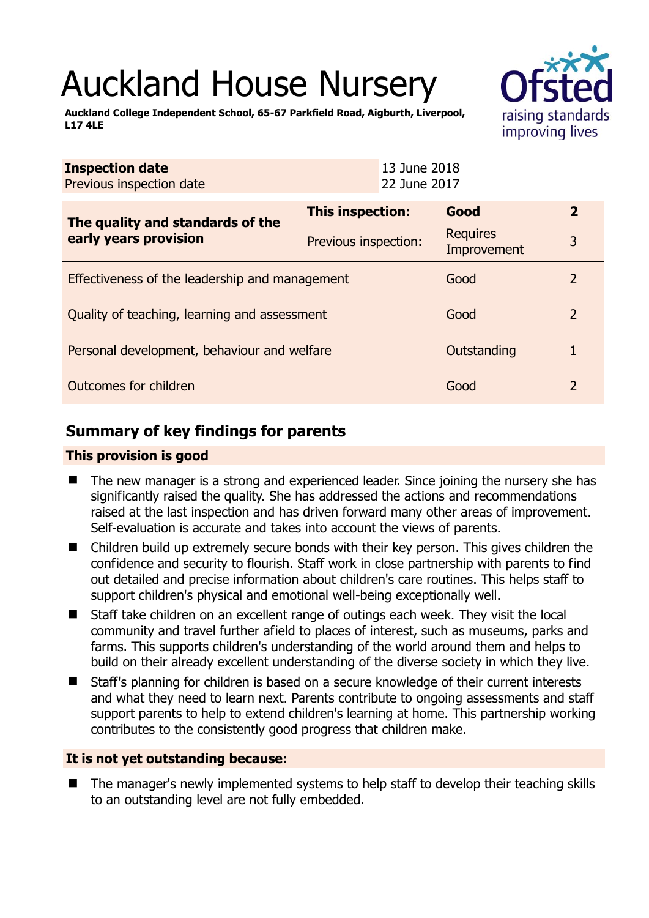# Auckland House Nursery

**Auckland College Independent School, 65-67 Parkfield Road, Aigburth, Liverpool, L17 4LE**

| | |
|---|---|
| **Inspection date** | 13 June 2018 |
| Previous inspection date | 22 June 2017 |

| | | | |
|---|---|---|---|
| **The quality and standards of the early years provision** | **This inspection:** | **Good** | **2** |
| | Previous inspection: | Requires Improvement | 3 |
| Effectiveness of the leadership and management | | Good | 2 |
| Quality of teaching, learning and assessment | | Good | 2 |
| Personal development, behaviour and welfare | | Outstanding | 1 |
| Outcomes for children | | Good | 2 |

## Summary of key findings for parents

**This provision is good**

- The new manager is a strong and experienced leader. Since joining the nursery she has significantly raised the quality. She has addressed the actions and recommendations raised at the last inspection and has driven forward many other areas of improvement. Self-evaluation is accurate and takes into account the views of parents.
- Children build up extremely secure bonds with their key person. This gives children the confidence and security to flourish. Staff work in close partnership with parents to find out detailed and precise information about children's care routines. This helps staff to support children's physical and emotional well-being exceptionally well.
- Staff take children on an excellent range of outings each week. They visit the local community and travel further afield to places of interest, such as museums, parks and farms. This supports children's understanding of the world around them and helps to build on their already excellent understanding of the diverse society in which they live.
- Staff's planning for children is based on a secure knowledge of their current interests and what they need to learn next. Parents contribute to ongoing assessments and staff support parents to help to extend children's learning at home. This partnership working contributes to the consistently good progress that children make.

**It is not yet outstanding because:**

- The manager's newly implemented systems to help staff to develop their teaching skills to an outstanding level are not fully embedded.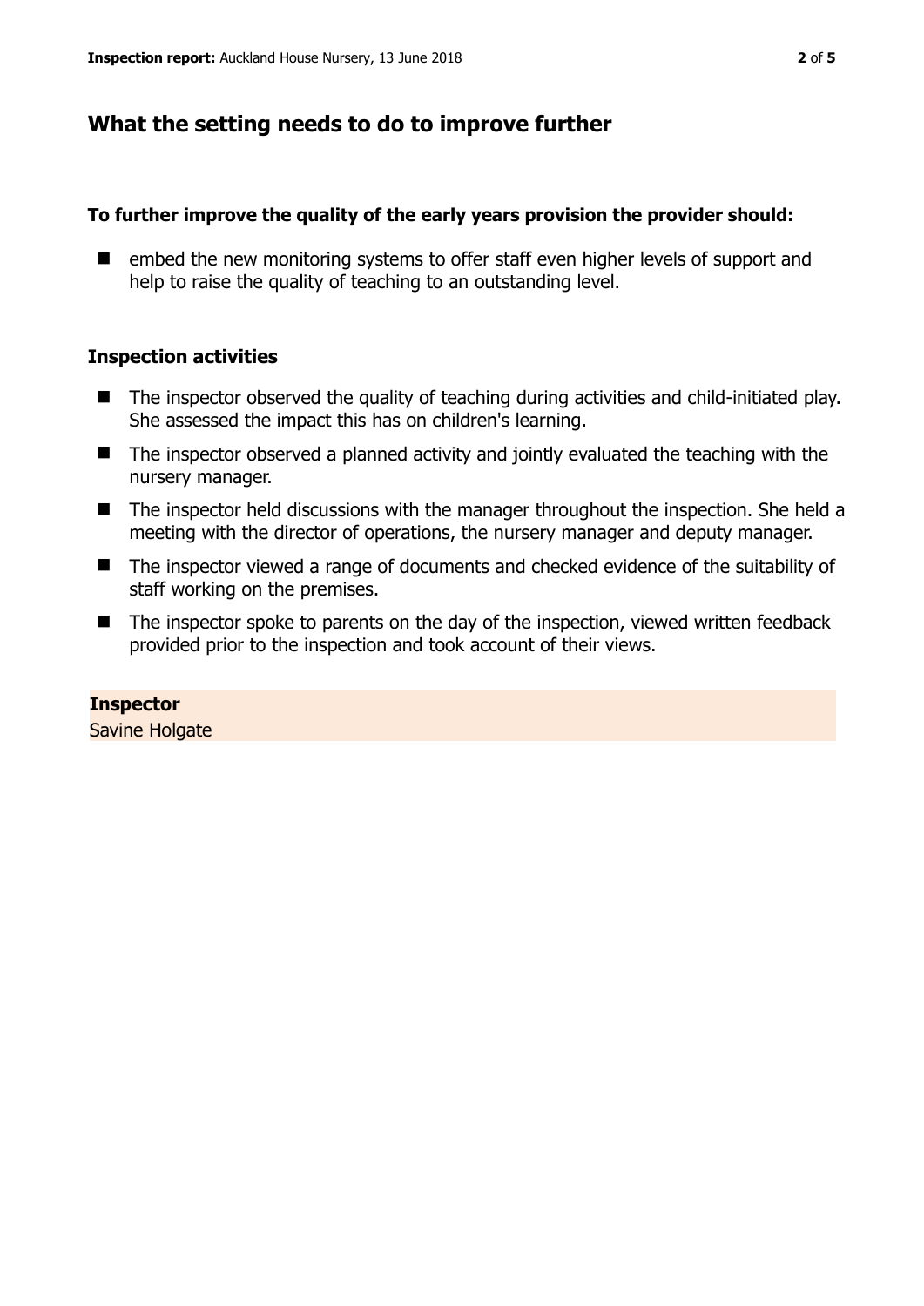## What the setting needs to do to improve further

**To further improve the quality of the early years provision the provider should:**

- embed the new monitoring systems to offer staff even higher levels of support and help to raise the quality of teaching to an outstanding level.

### Inspection activities

- The inspector observed the quality of teaching during activities and child-initiated play. She assessed the impact this has on children's learning.
- The inspector observed a planned activity and jointly evaluated the teaching with the nursery manager.
- The inspector held discussions with the manager throughout the inspection. She held a meeting with the director of operations, the nursery manager and deputy manager.
- The inspector viewed a range of documents and checked evidence of the suitability of staff working on the premises.
- The inspector spoke to parents on the day of the inspection, viewed written feedback provided prior to the inspection and took account of their views.

**Inspector**
Savine Holgate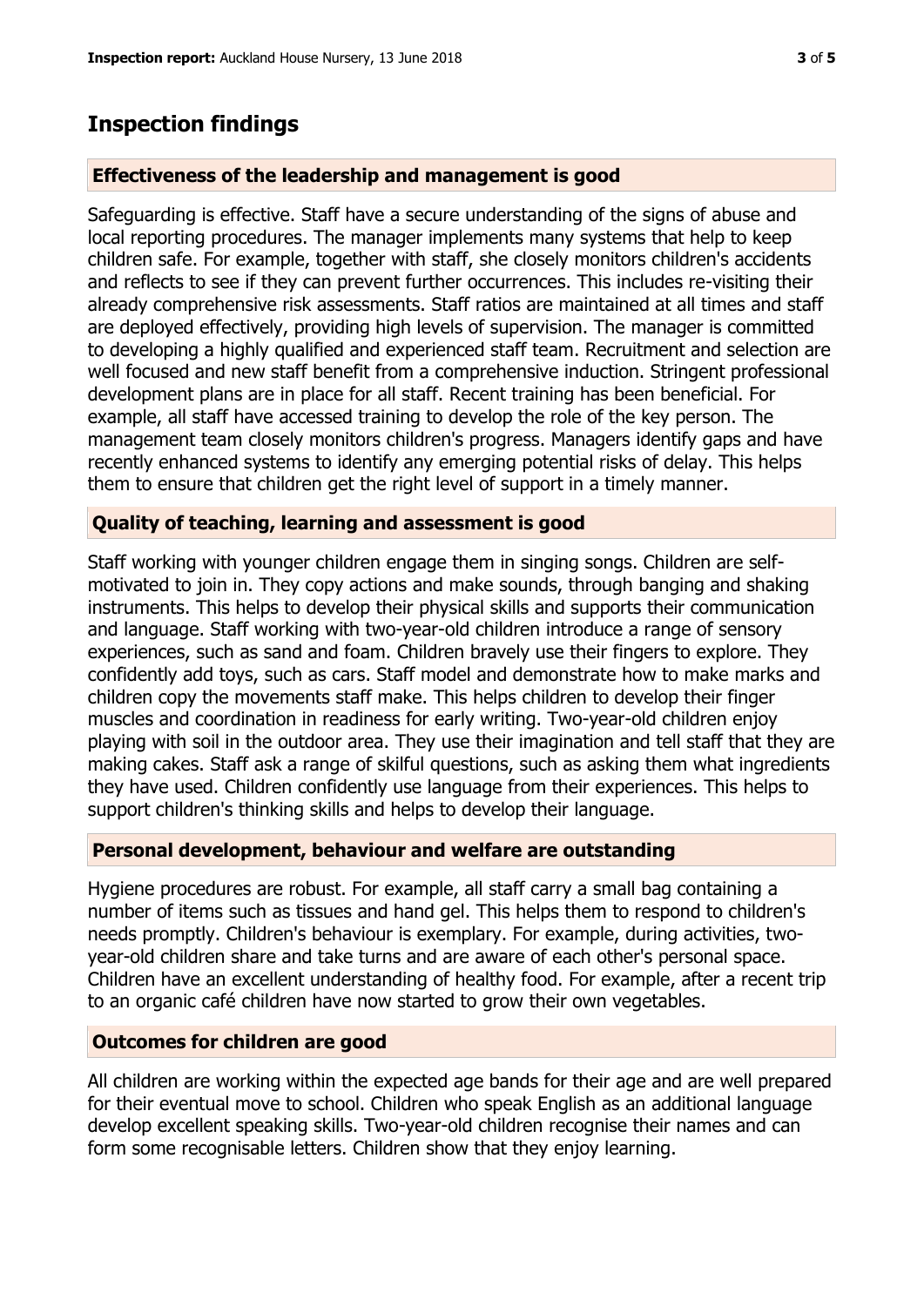## Inspection findings

### Effectiveness of the leadership and management is good

Safeguarding is effective. Staff have a secure understanding of the signs of abuse and local reporting procedures. The manager implements many systems that help to keep children safe. For example, together with staff, she closely monitors children's accidents and reflects to see if they can prevent further occurrences. This includes re-visiting their already comprehensive risk assessments. Staff ratios are maintained at all times and staff are deployed effectively, providing high levels of supervision. The manager is committed to developing a highly qualified and experienced staff team. Recruitment and selection are well focused and new staff benefit from a comprehensive induction. Stringent professional development plans are in place for all staff. Recent training has been beneficial. For example, all staff have accessed training to develop the role of the key person. The management team closely monitors children's progress. Managers identify gaps and have recently enhanced systems to identify any emerging potential risks of delay. This helps them to ensure that children get the right level of support in a timely manner.

### Quality of teaching, learning and assessment is good

Staff working with younger children engage them in singing songs. Children are self-motivated to join in. They copy actions and make sounds, through banging and shaking instruments. This helps to develop their physical skills and supports their communication and language. Staff working with two-year-old children introduce a range of sensory experiences, such as sand and foam. Children bravely use their fingers to explore. They confidently add toys, such as cars. Staff model and demonstrate how to make marks and children copy the movements staff make. This helps children to develop their finger muscles and coordination in readiness for early writing. Two-year-old children enjoy playing with soil in the outdoor area. They use their imagination and tell staff that they are making cakes. Staff ask a range of skilful questions, such as asking them what ingredients they have used. Children confidently use language from their experiences. This helps to support children's thinking skills and helps to develop their language.

### Personal development, behaviour and welfare are outstanding

Hygiene procedures are robust. For example, all staff carry a small bag containing a number of items such as tissues and hand gel. This helps them to respond to children's needs promptly. Children's behaviour is exemplary. For example, during activities, two-year-old children share and take turns and are aware of each other's personal space. Children have an excellent understanding of healthy food. For example, after a recent trip to an organic café children have now started to grow their own vegetables.

### Outcomes for children are good

All children are working within the expected age bands for their age and are well prepared for their eventual move to school. Children who speak English as an additional language develop excellent speaking skills. Two-year-old children recognise their names and can form some recognisable letters. Children show that they enjoy learning.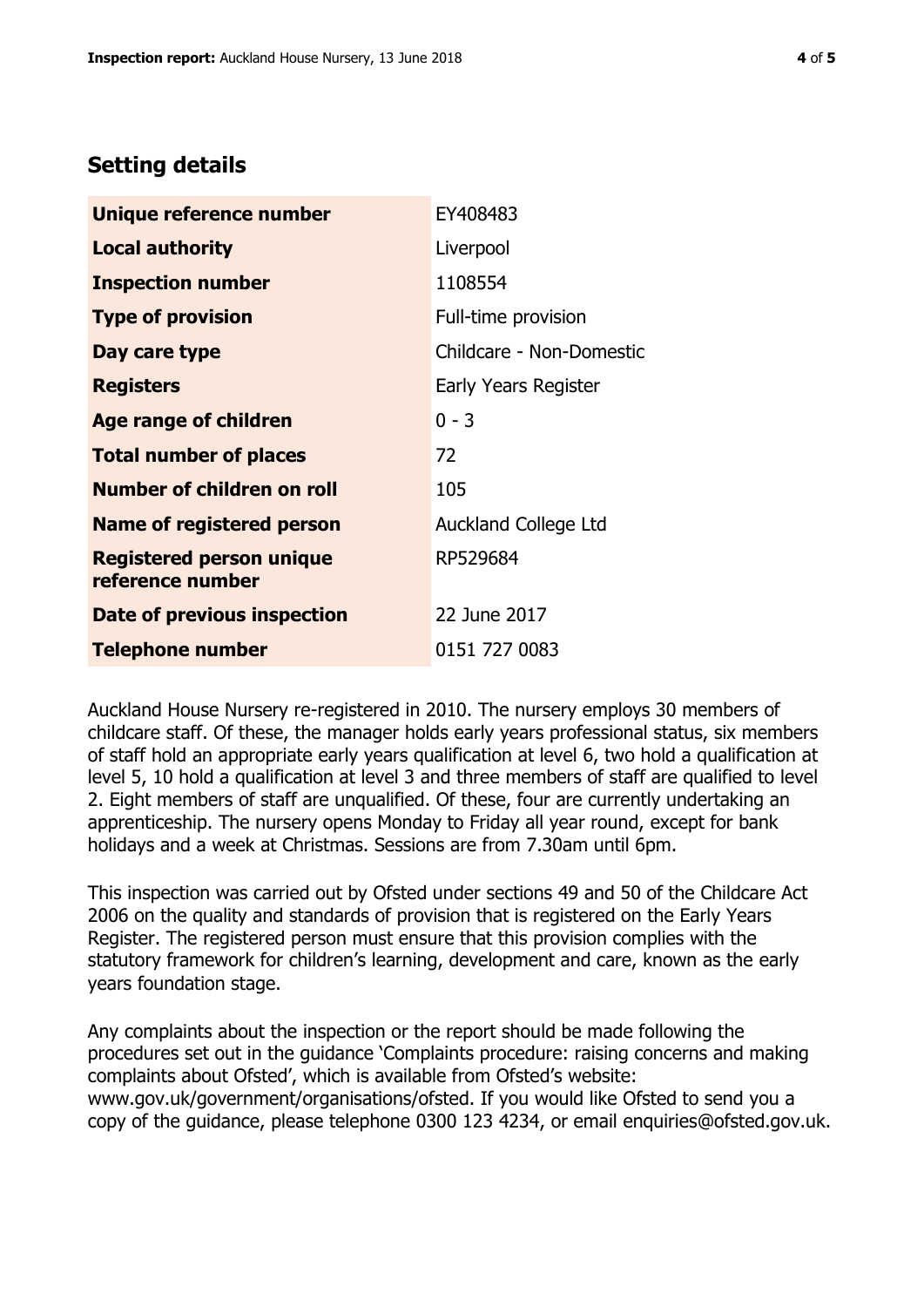## Setting details

| | |
|---|---|
| **Unique reference number** | EY408483 |
| **Local authority** | Liverpool |
| **Inspection number** | 1108554 |
| **Type of provision** | Full-time provision |
| **Day care type** | Childcare - Non-Domestic |
| **Registers** | Early Years Register |
| **Age range of children** | 0 - 3 |
| **Total number of places** | 72 |
| **Number of children on roll** | 105 |
| **Name of registered person** | Auckland College Ltd |
| **Registered person unique reference number** | RP529684 |
| **Date of previous inspection** | 22 June 2017 |
| **Telephone number** | 0151 727 0083 |

Auckland House Nursery re-registered in 2010. The nursery employs 30 members of childcare staff. Of these, the manager holds early years professional status, six members of staff hold an appropriate early years qualification at level 6, two hold a qualification at level 5, 10 hold a qualification at level 3 and three members of staff are qualified to level 2. Eight members of staff are unqualified. Of these, four are currently undertaking an apprenticeship. The nursery opens Monday to Friday all year round, except for bank holidays and a week at Christmas. Sessions are from 7.30am until 6pm.

This inspection was carried out by Ofsted under sections 49 and 50 of the Childcare Act 2006 on the quality and standards of provision that is registered on the Early Years Register. The registered person must ensure that this provision complies with the statutory framework for children's learning, development and care, known as the early years foundation stage.

Any complaints about the inspection or the report should be made following the procedures set out in the guidance 'Complaints procedure: raising concerns and making complaints about Ofsted', which is available from Ofsted's website: www.gov.uk/government/organisations/ofsted. If you would like Ofsted to send you a copy of the guidance, please telephone 0300 123 4234, or email enquiries@ofsted.gov.uk.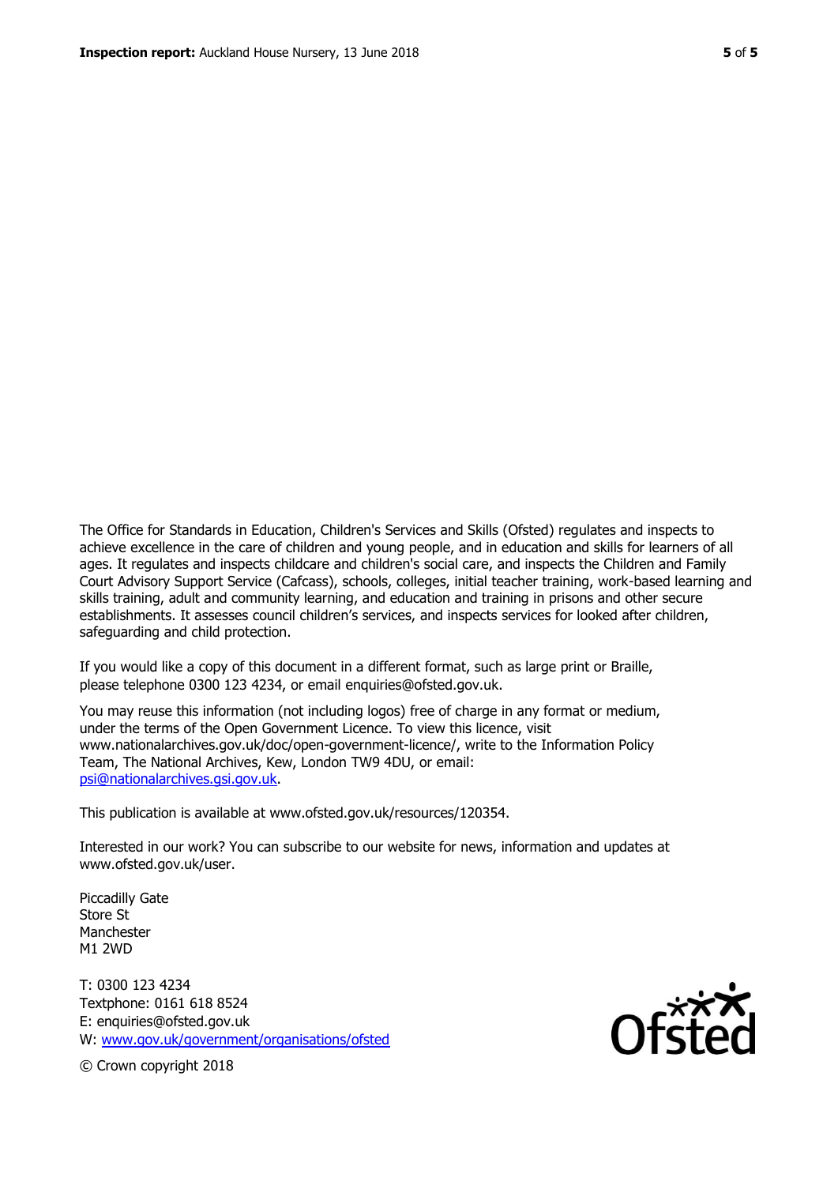The Office for Standards in Education, Children's Services and Skills (Ofsted) regulates and inspects to achieve excellence in the care of children and young people, and in education and skills for learners of all ages. It regulates and inspects childcare and children's social care, and inspects the Children and Family Court Advisory Support Service (Cafcass), schools, colleges, initial teacher training, work-based learning and skills training, adult and community learning, and education and training in prisons and other secure establishments. It assesses council children's services, and inspects services for looked after children, safeguarding and child protection.

If you would like a copy of this document in a different format, such as large print or Braille, please telephone 0300 123 4234, or email enquiries@ofsted.gov.uk.

You may reuse this information (not including logos) free of charge in any format or medium, under the terms of the Open Government Licence. To view this licence, visit www.nationalarchives.gov.uk/doc/open-government-licence/, write to the Information Policy Team, The National Archives, Kew, London TW9 4DU, or email: psi@nationalarchives.gsi.gov.uk.

This publication is available at www.ofsted.gov.uk/resources/120354.

Interested in our work? You can subscribe to our website for news, information and updates at www.ofsted.gov.uk/user.

Piccadilly Gate
Store St
Manchester
M1 2WD

T: 0300 123 4234
Textphone: 0161 618 8524
E: enquiries@ofsted.gov.uk
W: www.gov.uk/government/organisations/ofsted

© Crown copyright 2018